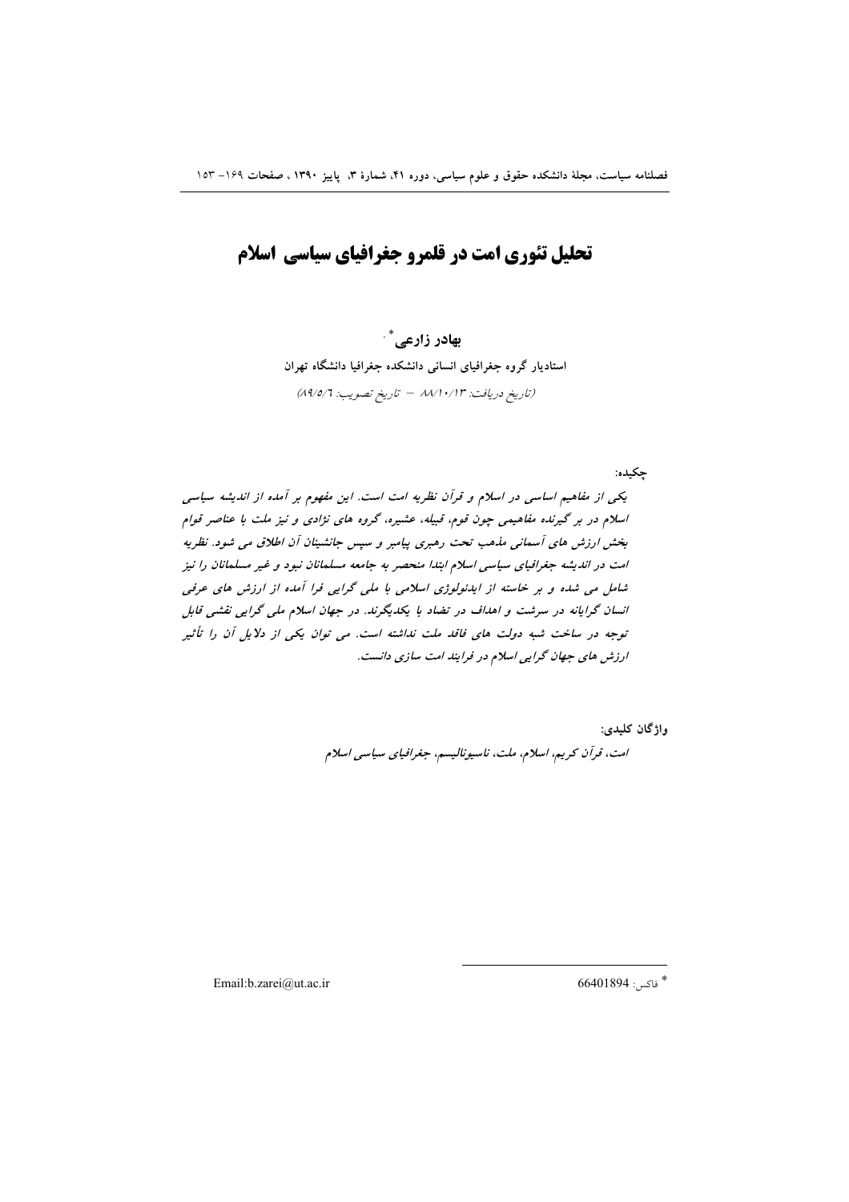# تحلیل تئوری امت در قلمرو جغرافیای سیاسی اسلام

**بهادر زارعی**[*]

استادیار گروه جغرافیای انسانی دانشکده جغرافیا دانشگاه تهران

*(تاریخ دریافت: ۸۸/۱۰/۱۳ – تاریخ تصویب: ۸۹/۵/۶)*

**چکیده:**

*یکی از مفاهیم اساسی در اسلام و قرآن نظریه امت است. این مفهوم بر آمده از اندیشه سیاسی اسلام در بر گیرنده مفاهیمی چون قوم، قبیله، عشیره، گروه های نژادی و نیز ملت با عناصر قوام بخش ارزش های آسمانی مذهب تحت رهبری پیامبر و سپس جانشینان آن اطلاق می شود. نظریه امت در اندیشه جغرافیای سیاسی اسلام ابتدا منحصر به جامعه مسلمانان نبود و غیر مسلمانان را نیز شامل می شده و بر خاسته از ایدئولوژی اسلامی با ملی گرایی فرا آمده از ارزش های عرفی انسان گرایانه در سرشت و اهداف در تضاد با یکدیگرند. در جهان اسلام ملی گرایی نقشی قابل توجه در ساخت شبه دولت های فاقد ملت نداشته است. می توان یکی از دلایل آن را تأثیر ارزش های جهان گرایی اسلام در فرایند امت سازی دانست.*

**واژگان کلیدی:**

*امت، قرآن کریم، اسلام، ملت، ناسیونالیسم، جغرافیای سیاسی اسلام*

---

[*] فاکس: 66401894

Email:b.zarei@ut.ac.ir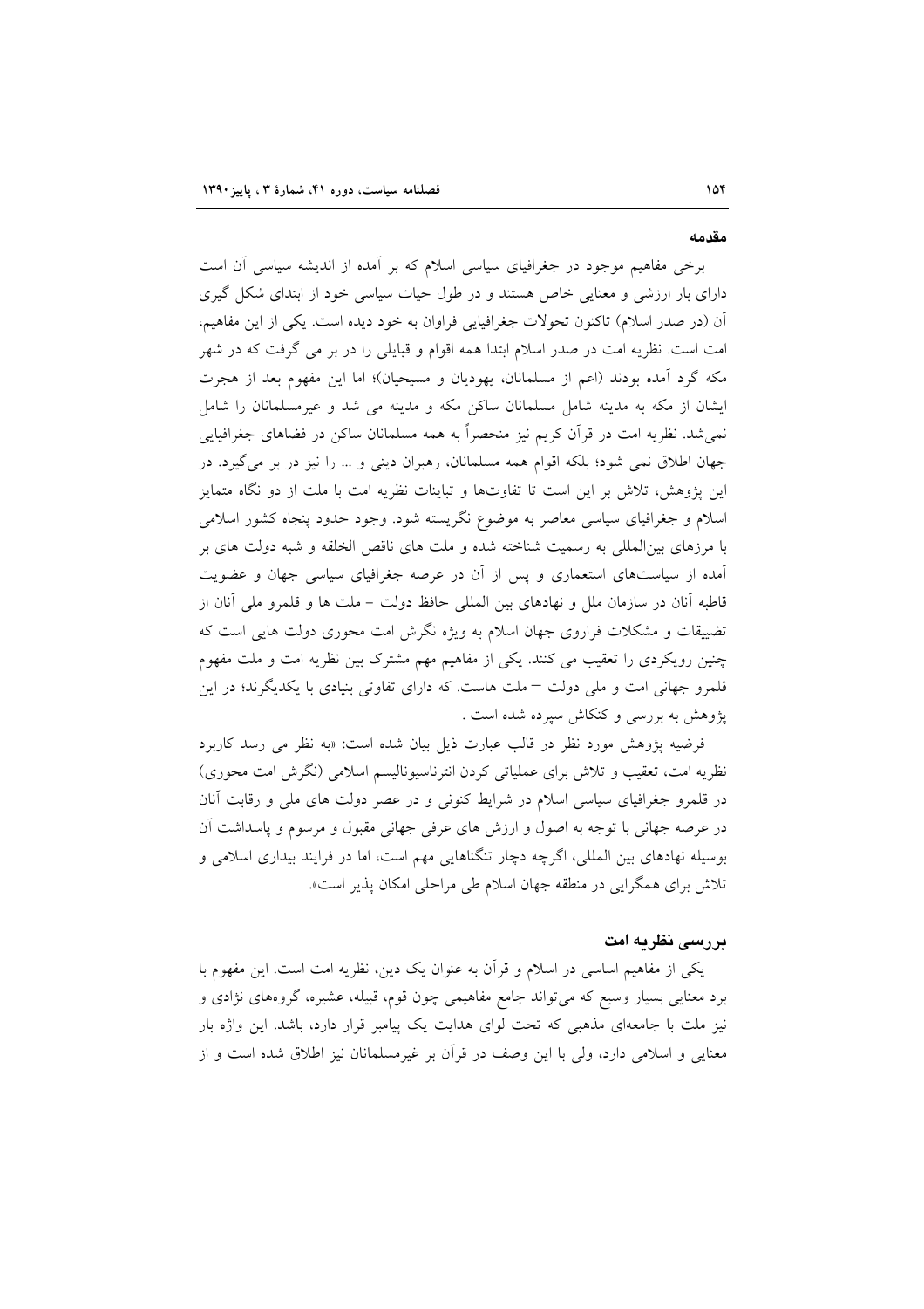## مقدمه

برخی مفاهیم موجود در جغرافیای سیاسی اسلام که بر آمده از اندیشه سیاسی آن است دارای بار ارزشی و معنایی خاص هستند و در طول حیات سیاسی خود از ابتدای شکل گیری آن (در صدر اسلام) تاکنون تحولات جغرافیایی فراوان به خود دیده است. یکی از این مفاهیم، امت است. نظریه امت در صدر اسلام ابتدا همه اقوام و قبایلی را در بر می گرفت که در شهر مکه گرد آمده بودند (اعم از مسلمانان، یهودیان و مسیحیان)؛ اما این مفهوم بعد از هجرت ایشان از مکه به مدینه شامل مسلمانان ساکن مکه و مدینه می شد و غیرمسلمانان را شامل نمی‌شد. نظریه امت در قرآن کریم نیز منحصراً به همه مسلمانان ساکن در فضاهای جغرافیایی جهان اطلاق نمی شود؛ بلکه اقوام همه مسلمانان، رهبران دینی و ... را نیز در بر می‌گیرد. در این پژوهش، تلاش بر این است تا تفاوت‌ها و تباینات نظریه امت با ملت از دو نگاه متمایز اسلام و جغرافیای سیاسی معاصر به موضوع نگریسته شود. وجود حدود پنجاه کشور اسلامی با مرزهای بین‌المللی به رسمیت شناخته شده و ملت های ناقص الخلقه و شبه دولت های بر آمده از سیاست‌های استعماری و پس از آن در عرصه جغرافیای سیاسی جهان و عضویت قاطبه آنان در سازمان ملل و نهادهای بین المللی حافظ دولت - ملت ها و قلمرو ملی آنان از تضییقات و مشکلات فراروی جهان اسلام به ویژه نگرش امت محوری دولت هایی است که چنین رویکردی را تعقیب می کنند. یکی از مفاهیم مهم مشترک بین نظریه امت و ملت مفهوم قلمرو جهانی امت و ملی دولت – ملت هاست. که دارای تفاوتی بنیادی با یکدیگرند؛ در این پژوهش به بررسی و کنکاش سپرده شده است .

فرضیه پژوهش مورد نظر در قالب عبارت ذیل بیان شده است: «به نظر می رسد کاربرد نظریه امت، تعقیب و تلاش برای عملیاتی کردن انترناسیونالیسم اسلامی (نگرش امت محوری) در قلمرو جغرافیای سیاسی اسلام در شرایط کنونی و در عصر دولت های ملی و رقابت آنان در عرصه جهانی با توجه به اصول و ارزش های عرفی جهانی مقبول و مرسوم و پاسداشت آن بوسیله نهادهای بین المللی، اگرچه دچار تنگناهایی مهم است، اما در فرایند بیداری اسلامی و تلاش برای همگرایی در منطقه جهان اسلام طی مراحلی امکان پذیر است».

## بررسی نظریه امت

یکی از مفاهیم اساسی در اسلام و قرآن به عنوان یک دین، نظریه امت است. این مفهوم با برد معنایی بسیار وسیع که می‌تواند جامع مفاهیمی چون قوم، قبیله، عشیره، گروه‌های نژادی و نیز ملت با جامعه‌ای مذهبی که تحت لوای هدایت یک پیامبر قرار دارد، باشد. این واژه بار معنایی و اسلامی دارد، ولی با این وصف در قرآن بر غیرمسلمانان نیز اطلاق شده است و از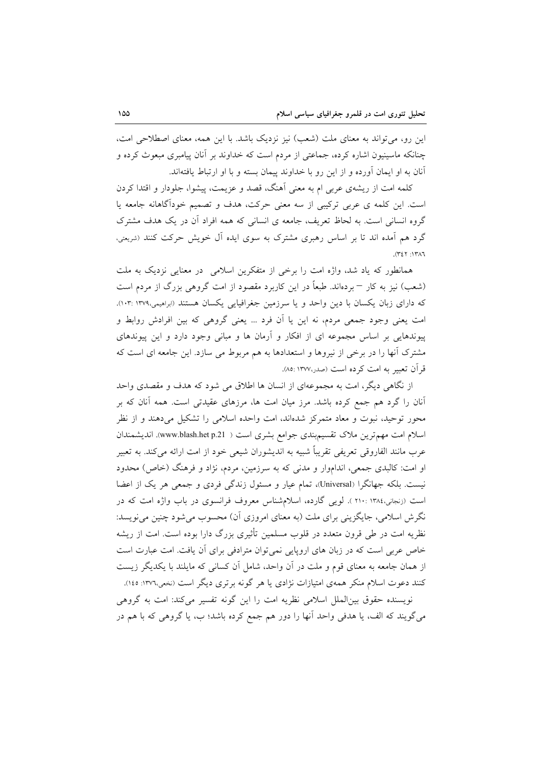این رو، می‌تواند به معنای ملت (شعب) نیز نزدیک باشد. با این همه، معنای اصطلاحی امت، چنانکه ماسینیون اشاره کرده، جماعتی از مردم است که خداوند بر آنان پیامبری مبعوث کرده و آنان به او ایمان آورده و از این رو با خداوند پیمان بسته و با او ارتباط یافته‌اند.

کلمه امت از ریشه‌ی عربی ام به معنی آهنگ، قصد و عزیمت، پیشوا، جلودار و اقتدا کردن است. این کلمه ی عربی ترکیبی از سه معنی حرکت، هدف و تصمیم خودآگاهانه جامعه یا گروه انسانی است. به لحاظ تعریف، جامعه ی انسانی که همه افراد آن در یک هدف مشترک گرد هم آمده اند تا بر اساس رهبری مشترک به سوی ایده آل خویش حرکت کنند (شریعتی، ۱۳۸۶: ۳۴۲).

همانطور که یاد شد، واژه امت را برخی از متفکرین اسلامی در معنایی نزدیک به ملت (شعب) نیز به کار – برده‌اند. طبعاً در این کاربرد مقصود از امت گروهی بزرگ از مردم است که دارای زبان یکسان با دین واحد و یا سرزمین جغرافیایی یکسان هستند (ابراهیمی،۱۳۷۹: ۱۰۳). امت یعنی وجود جمعی مردم، نه این یا آن فرد ... یعنی گروهی که بین افرادش روابط و پیوندهایی بر اساس مجموعه ای از افکار و آرمان ها و مبانی وجود دارد و این پیوندهای مشترک آنها را در برخی از نیروها و استعدادها به هم مربوط می سازد. این جامعه ای است که قرآن تعبیر به امت کرده است (صدر،۱۳۷۷: ۸۵).

از نگاهی دیگر، امت به مجموعه‌ای از انسان ها اطلاق می شود که هدف و مقصدی واحد آنان را گرد هم جمع کرده باشد. مرز میان امت ها، مرزهای عقیدتی است. همه آنان که بر محور توحید، نبوت و معاد متمرکز شده‌اند، امت واحده اسلامی را تشکیل می‌دهند و از نظر اسلام امت مهم‌ترین ملاک تقسیم‌بندی جوامع بشری است (www.blash.het p.21). اندیشمندان عرب مانند الفاروقی تعریفی تقریباً شبیه به اندیشوران شیعی خود از امت ارائه می‌کند. به تعبیر او امت: کالبدی جمعی، اندام‌وار و مدنی که به سرزمین، مردم، نژاد و فرهنگ (خاص) محدود نیست. بلکه جهانگرا (Universal)، تمام عیار و مسئول زندگی فردی و جمعی هر یک از اعضا است (زنجانی،۱۳۸٤: ۲۱۰). لویی گارده، اسلام‌شناس معروف فرانسوی در باب واژه امت که در نگرش اسلامی، جایگزینی برای ملت (به معنای امروزی آن) محسوب می‌شود چنین می‌نویسد: نظریه امت در طی قرون متعدد در قلوب مسلمین تأثیری بزرگ دارا بوده است. امت از ریشه خاص عربی است که در زبان های اروپایی نمی‌توان مترادفی برای آن یافت. امت عبارت است از همان جامعه به معنای قوم و ملت در آن واحد، شامل آن کسانی که مایلند با یکدیگر زیست کنند دعوت اسلام منکر همه‌ی امتیازات نژادی یا هر گونه برتری دیگر است (نخعی،۱۳۷٦: ۱٤٥).

نویسنده حقوق بین‌الملل اسلامی نظریه امت را این گونه تفسیر می‌کند: امت به گروهی می‌گویند که الف، یا هدفی واحد آنها را دور هم جمع کرده باشد؛ ب، یا گروهی که با هم در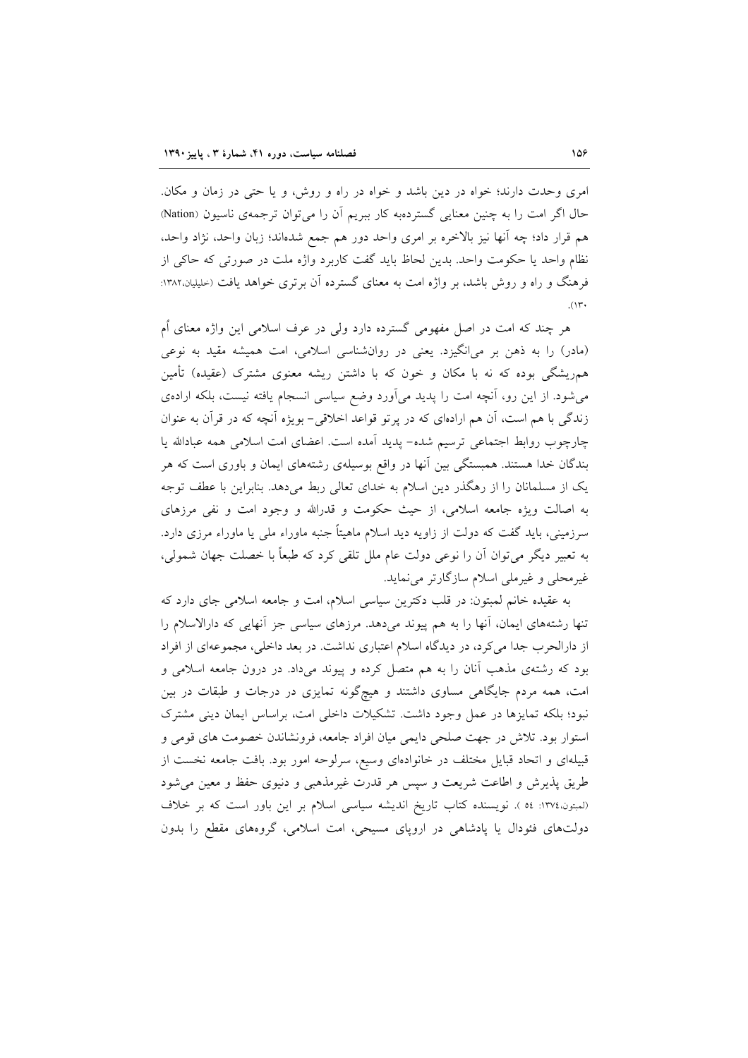امری وحدت دارند؛ خواه در دین باشد و خواه در راه و روش، و یا حتی در زمان و مکان. حال اگر امت را به چنین معنایی گسترده‌به کار ببریم آن را می‌توان ترجمه‌ی ناسیون (Nation) هم قرار داد؛ چه آنها نیز بالاخره بر امری واحد دور هم جمع شده‌اند؛ زبان واحد، نژاد واحد، نظام واحد یا حکومت واحد. بدین لحاظ باید گفت کاربرد واژه ملت در صورتی که حاکی از فرهنگ و راه و روش باشد، بر واژه امت به معنای گسترده آن برتری خواهد یافت (خلیلیان،۱۳۸۲: ۱۳۰).

هر چند که امت در اصل مفهومی گسترده دارد ولی در عرف اسلامی این واژه معنای اُم (مادر) را به ذهن بر می‌انگیزد. یعنی در روان‌شناسی اسلامی، امت همیشه مقید به نوعی هم‌ریشگی بوده که نه با مکان و خون که با داشتن ریشه معنوی مشترک (عقیده) تأمین می‌شود. از این رو، آنچه امت را پدید می‌آورد وضع سیاسی انسجام یافته نیست، بلکه اراده‌ی زندگی با هم است، آن هم اراده‌ای که در پرتو قواعد اخلاقی– بویژه آنچه که در قرآن به عنوان چارچوب روابط اجتماعی ترسیم شده– پدید آمده است. اعضای امت اسلامی همه عبادالله یا بندگان خدا هستند. همبستگی بین آنها در واقع بوسیله‌ی رشته‌های ایمان و باوری است که هر یک از مسلمانان را از رهگذر دین اسلام به خدای تعالی ربط می‌دهد. بنابراین با عطف توجه به اصالت ویژه جامعه اسلامی، از حیث حکومت و قدرالله و وجود امت و نفی مرزهای سرزمینی، باید گفت که دولت از زاویه دید اسلام ماهیتاً جنبه ماوراء ملی یا ماوراء مرزی دارد. به تعبیر دیگر می‌توان آن را نوعی دولت عام ملل تلقی کرد که طبعاً با خصلت جهان شمولی، غیرمحلی و غیرملی اسلام سازگارتر می‌نماید.

به عقیده خانم لمبتون: در قلب دکترین سیاسی اسلام، امت و جامعه اسلامی جای دارد که تنها رشته‌های ایمان، آنها را به هم پیوند می‌دهد. مرزهای سیاسی جز آنهایی که دارالاسلام را از دارالحرب جدا می‌کرد، در دیدگاه اسلام اعتباری نداشت. در بعد داخلی، مجموعه‌ای از افراد بود که رشته‌ی مذهب آنان را به هم متصل کرده و پیوند می‌داد. در درون جامعه اسلامی و امت، همه مردم جایگاهی مساوی داشتند و هیچ‌گونه تمایزی در درجات و طبقات در بین نبود؛ بلکه تمایزها در عمل وجود داشت. تشکیلات داخلی امت، براساس ایمان دینی مشترک استوار بود. تلاش در جهت صلحی دایمی میان افراد جامعه، فرونشاندن خصومت های قومی و قبیله‌ای و اتحاد قبایل مختلف در خانواده‌ای وسیع، سرلوحه امور بود. بافت جامعه نخست از طریق پذیرش و اطاعت شریعت و سپس هر قدرت غیرمذهبی و دنیوی حفظ و معین می‌شود (لمبتون،۱۳۷٤: ٥٤ ). نویسنده کتاب تاریخ اندیشه سیاسی اسلام بر این باور است که بر خلاف دولت‌های فئودال یا پادشاهی در اروپای مسیحی، امت اسلامی، گروه‌های مقطع را بدون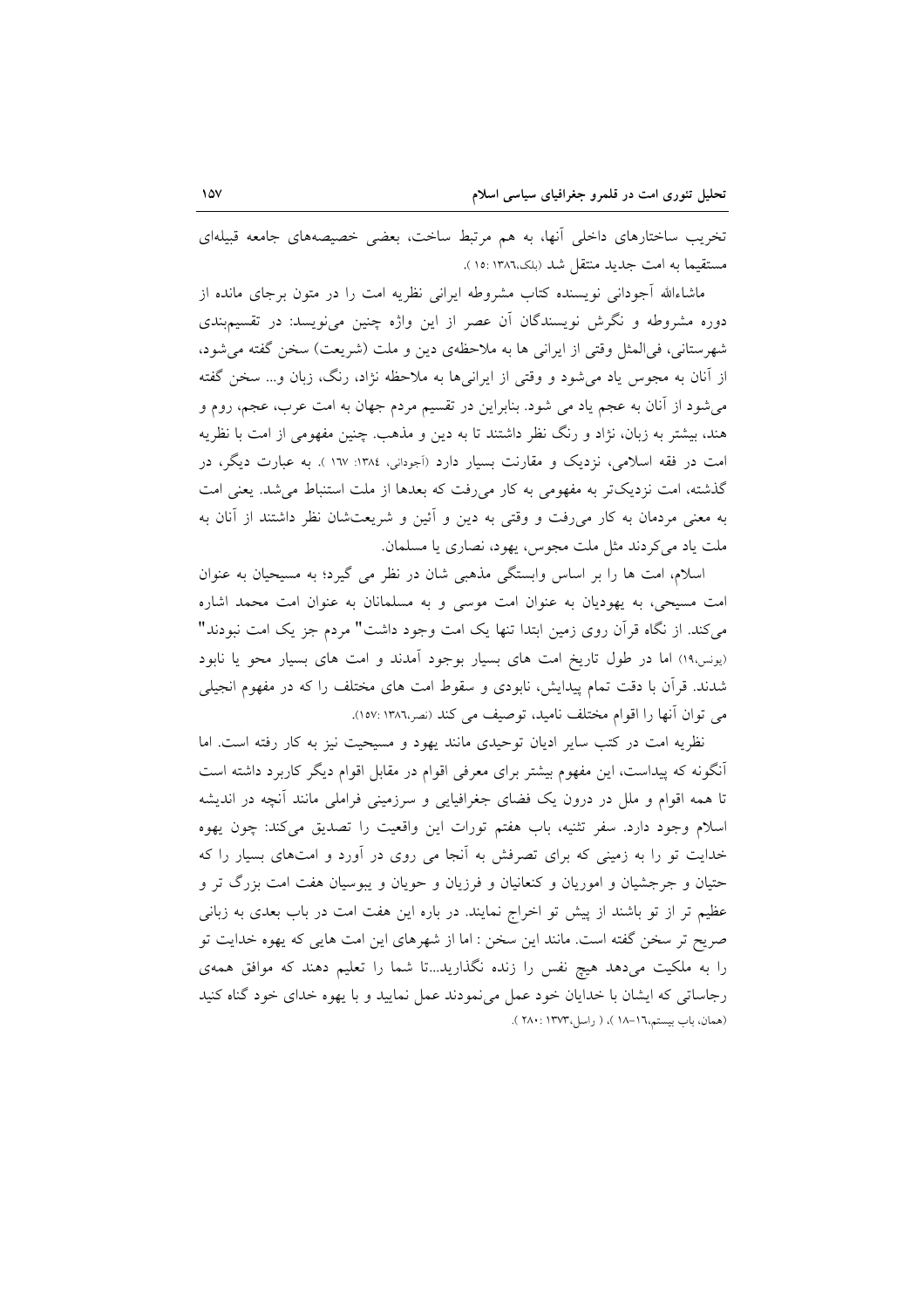تخریب ساختارهای داخلی آنها، به هم مرتبط ساخت، بعضی خصیصه‌های جامعه قبیله‌ای مستقیما به امت جدید منتقل شد (بلک،۱۳۸٦ :۱٥ ).

ماشاءالله آجودانی نویسنده کتاب مشروطه ایرانی نظریه امت را در متون برجای مانده از دوره مشروطه و نگرش نویسندگان آن عصر از این واژه چنین می‌نویسد: در تقسیم‌بندی شهرستانی، فی‌المثل وقتی از ایرانی ها به ملاحظه‌ی دین و ملت (شریعت) سخن گفته می‌شود، از آنان به مجوس یاد می‌شود و وقتی از ایرانی‌ها به ملاحظه نژاد، رنگ، زبان و... سخن گفته می‌شود از آنان به عجم یاد می شود. بنابراین در تقسیم مردم جهان به امت عرب، عجم، روم و هند، بیشتر به زبان، نژاد و رنگ نظر داشتند تا به دین و مذهب. چنین مفهومی از امت با نظریه امت در فقه اسلامی، نزدیک و مقارنت بسیار دارد (آجودانی، ۱۳۸٤: ۱٦۷ ). به عبارت دیگر، در گذشته، امت نزدیک‌تر به مفهومی به کار می‌رفت که بعدها از ملت استنباط می‌شد. یعنی امت به معنی مردمان به کار می‌رفت و وقتی به دین و آئین و شریعت‌شان نظر داشتند از آنان به ملت یاد می‌کردند مثل ملت مجوس، یهود، نصاری یا مسلمان.

اسلام، امت ها را بر اساس وابستگی مذهبی شان در نظر می گیرد؛ به مسیحیان به عنوان امت مسیحی، به یهودیان به عنوان امت موسی و به مسلمانان به عنوان امت محمد اشاره می‌کند. از نگاه قرآن روی زمین ابتدا تنها یک امت وجود داشت" مردم جز یک امت نبودند" (یونس،۱۹) اما در طول تاریخ امت های بسیار بوجود آمدند و امت های بسیار محو یا نابود شدند. قرآن با دقت تمام پیدایش، نابودی و سقوط امت های مختلف را که در مفهوم انجیلی می توان آنها را اقوام مختلف نامید، توصیف می کند (نصر،۱۳۸٦ :۱٥۷).

نظریه امت در کتب سایر ادیان توحیدی مانند یهود و مسیحیت نیز به کار رفته است. اما آنگونه که پیداست، این مفهوم بیشتر برای معرفی اقوام در مقابل اقوام دیگر کاربرد داشته است تا همه اقوام و ملل در درون یک فضای جغرافیایی و سرزمینی فراملی مانند آنچه در اندیشه اسلام وجود دارد. سفر تثنیه، باب هفتم تورات این واقعیت را تصدیق می‌کند: چون یهوه خدایت تو را به زمینی که برای تصرفش به آنجا می روی در آورد و امت‌های بسیار را که حتیان و جرجشیان و اموریان و کنعانیان و فرزیان و حویان و یبوسیان هفت امت بزرگ تر و عظیم تر از تو باشند از پیش تو اخراج نمایند. در باره این هفت امت در باب بعدی به زبانی صریح تر سخن گفته است. مانند این سخن : اما از شهرهای این امت هایی که یهوه خدایت تو را به ملکیت می‌دهد هیچ نفس را زنده نگذارید...تا شما را تعلیم دهند که موافق همه‌ی رجاساتی که ایشان با خدایان خود عمل می‌نمودند عمل نمایید و با یهوه خدای خود گناه کنید (همان، باب بیستم،۱٦-۱۸ )، ( راسل،۱۳۷۳ :۲۸۰ ).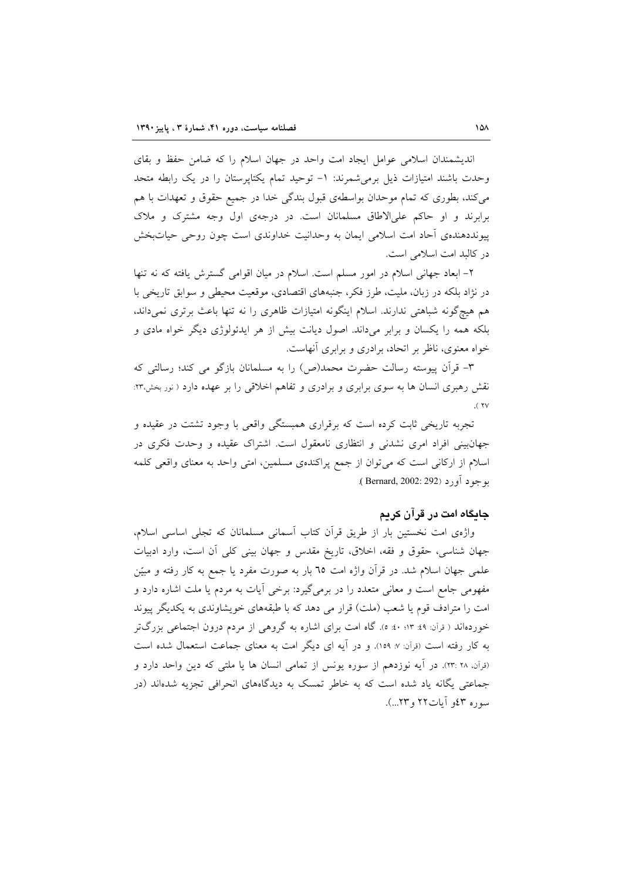اندیشمندان اسلامی عوامل ایجاد امت واحد در جهان اسلام را که ضامن حفظ و بقای وحدت باشند امتیازات ذیل برمی‌شمرند: ۱- توحید تمام یکتاپرستان را در یک رابطه متحد می‌کند، بطوری که تمام موحدان بواسطه‌ی قبول بندگی خدا در جمیع حقوق و تعهدات با هم برابرند و او حاکم علی‌الاطاق مسلمانان است. در درجه‌ی اول وجه مشترک و ملاک پیونددهنده‌ی آحاد امت اسلامی ایمان به وحدانیت خداوندی است چون روحی حیات‌بخش در کالبد امت اسلامی است.

۲- ابعاد جهانی اسلام در امور مسلم است. اسلام در میان اقوامی گسترش یافته که نه تنها در نژاد بلکه در زبان، ملیت، طرز فکر، جنبه‌های اقتصادی، موقعیت محیطی و سوابق تاریخی با هم هیچ‌گونه شباهتی ندارند. اسلام اینگونه امتیازات ظاهری را نه تنها باعث برتری نمی‌داند، بلکه همه را یکسان و برابر می‌داند. اصول دیانت بیش از هر ایدئولوژی دیگر خواه مادی و خواه معنوی، ناظر بر اتحاد، برادری و برابری آنهاست.

۳- قرآن پیوسته رسالت حضرت محمد(ص) را به مسلمانان بازگو می کند؛ رسالتی که نقش رهبری انسان ها به سوی برابری و برادری و تفاهم اخلاقی را بر عهده دارد ( نور بخش،۲۳: ۲۷ ).

تجربه تاریخی ثابت کرده است که برقراری همبستگی واقعی با وجود تشتت در عقیده و جهان‌بینی افراد امری نشدنی و انتظاری نامعقول است. اشتراک عقیده و وحدت فکری در اسلام از ارکانی است که می‌توان از جمع پراکنده‌ی مسلمین، امتی واحد به معنای واقعی کلمه بوجود آورد (Bernard, 2002: 292 ).

## جایگاه امت در قرآن کریم

واژه‌ی امت نخستین بار از طریق قرآن کتاب آسمانی مسلمانان که تجلی اساسی اسلام، جهان شناسی، حقوق و فقه، اخلاق، تاریخ مقدس و جهان بینی کلی آن است، وارد ادبیات علمی جهان اسلام شد. در قرآن واژه امت ٦٥ بار به صورت مفرد یا جمع به کار رفته و مبیّن مفهومی جامع است و معانی متعدد را در برمی‌گیرد: برخی آیات به مردم یا ملت اشاره دارد و امت را مترادف قوم یا شعب (ملت) قرار می دهد که با طبقه‌های خویشاوندی به یکدیگر پیوند خورده‌اند ( قرآن: ٤٩: ١٣؛ ٤٠: ٥). گاه امت برای اشاره به گروهی از مردم درون اجتماعی بزرگ‌تر به کار رفته است (قرآن: ٧: ١٥٩). و در آیه ای دیگر امت به معنای جماعت استعمال شده است (قرآن، ٢٨ :٢٣). در آیه نوزدهم از سوره یونس از تمامی انسان ها یا ملتی که دین واحد دارد و جماعتی یگانه یاد شده است که به خاطر تمسک به دیدگاه‌های انحرافی تجزیه شده‌اند (در سوره ٤٣و آیات٢٢ و٢٣...).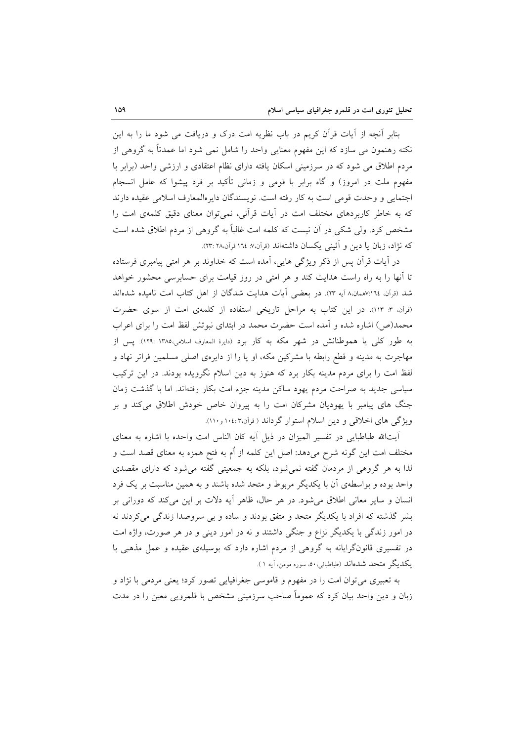بنابر آنچه از آیات قرآن کریم در باب نظریه امت درک و دریافت می شود ما را به این نکته رهنمون می سازد که این مفهوم معنایی واحد را شامل نمی شود اما عمدتاً به گروهی از مردم اطلاق می شود که در سرزمینی اسکان یافته دارای نظام اعتقادی و ارزشی واحد (برابر با مفهوم ملت در امروز) و گاه برابر با قومی و زمانی تأکید بر فرد پیشوا که عامل انسجام اجتمایی و وحدت قومی است به کار رفته است. نویسندگان دایرهالمعارف اسلامی عقیده دارند که به خاطر کاربردهای مختلف امت در آیات قرآنی، نمی‌توان معنای دقیق کلمه‌ی امت را مشخص کرد. ولی شکی در آن نیست که کلمه امت غالباً به گروهی از مردم اطلاق شده است که نژاد، زبان یا دین و آئینی یکسان داشته‌اند (قرآن،۷: ۱٦٤ قرآن،۲۸ :۲۳).

در آیات قرآن پس از ذکر ویژگی هایی، آمده است که خداوند بر هر امتی پیامبری فرستاده تا آنها را به راه راست هدایت کند و هر امتی در روز قیامت برای حسابرسی محشور خواهد شد (قرآن، ۷:۱٦٤همان،۸ آیه ۲۳). در بعضی آیات هدایت شدگان از اهل کتاب امت نامیده شده‌اند (قرآن، ۳: ۱۱۳). در این کتاب به مراحل تاریخی استفاده از کلمه‌ی امت از سوی حضرت محمد(ص) اشاره شده و آمده است حضرت محمد در ابتدای نبوتش لفظ امت را برای اعراب به طور کلی یا هموطنانش در شهر مکه به کار برد (دایرة المعارف اسلامی،۱۳۸۵ :۱۲۹). پس از مهاجرت به مدینه و قطع رابطه با مشرکین مکه، او پا را از دایره‌ی اصلی مسلمین فراتر نهاد و لفظ امت را برای مردم مدینه بکار برد که هنوز به دین اسلام نگرویده بودند. در این ترکیب سیاسی جدید به صراحت مردم یهود ساکن مدینه جزء امت بکار رفته‌اند. اما با گذشت زمان جنگ های پیامبر با یهودیان مشرکان امت را به پیروان خاص خودش اطلاق می‌کند و بر ویژگی های اخلاقی و دین اسلام استوار گرداند ( قرآن،۳ :۱۰٤ و۱۱۰).

آیت‌الله طباطبایی در تفسیر المیزان در ذیل آیه کان الناس امت واحده با اشاره به معنای مختلف امت این گونه شرح می‌دهد: اصل این کلمه از اُم به فتح همزه به معنای قصد است و لذا به هر گروهی از مردمان گفته نمی‌شود، بلکه به جمعیتی گفته می‌شود که دارای مقصدی واحد بوده و بواسطه‌ی آن با یکدیگر مربوط و متحد شده باشند و به همین مناسبت بر یک فرد انسان و سایر معانی اطلاق می‌شود. در هر حال، ظاهر آیه دلات بر این می‌کند که دورانی بر بشر گذشته که افراد با یکدیگر متحد و متفق بودند و ساده و بی سروصدا زندگی می‌کردند نه در امور زندگی با یکدیگر نزاع و جنگی داشتند و نه در امور دینی و در هر صورت، واژه امت در تفسیری قانون‌گرایانه به گروهی از مردم اشاره دارد که بوسیله‌ی عقیده و عمل مذهبی با یکدیگر متحد شده‌اند (طباطبائی،۵۰، سوره مومن، آیه ۱ ).

به تعبیری می‌توان امت را در مفهوم و قاموسی جغرافیایی تصور کرد؛ یعنی مردمی با نژاد و زبان و دین واحد بیان کرد که عموماً صاحب سرزمینی مشخص با قلمرویی معین را در مدت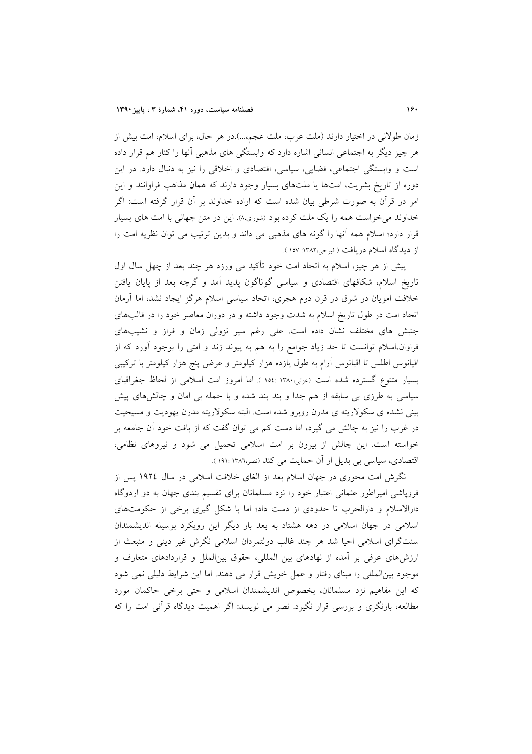زمان طولانی در اختیار دارند (ملت عرب، ملت عجم،...).در هر حال، برای اسلام، امت بیش از هر چیز دیگر به اجتماعی انسانی اشاره دارد که وابستگی های مذهبی آنها را کنار هم قرار داده است و وابستگی اجتماعی، قضایی، سیاسی، اقتصادی و اخلاقی را نیز به دنبال دارد. در این دوره از تاریخ بشریت، امت‌ها یا ملت‌های بسیار وجود دارند که همان مذاهب فراوانند و این امر در قرآن به صورت شرطی بیان شده است که اراده خداوند بر آن قرار گرفته است: اگر خداوند می‌خواست همه را یک ملت کرده بود (شورای،۸). این در متن جهانی با امت های بسیار قرار دارد؛ اسلام همه آنها را گونه های مذهبی می داند و بدین ترتیب می توان نظریه امت را از دیدگاه اسلام دریافت ( فیرحی،۱۳۸۲: ۱۵۷ ).

پیش از هر چیز، اسلام به اتحاد امت خود تأکید می ورزد هر چند بعد از چهل سال اول تاریخ اسلام، شکافهای اقتصادی و سیاسی گوناگون پدید آمد و گرچه بعد از پایان یافتن خلافت امویان در شرق در قرن دوم هجری، اتحاد سیاسی اسلام هرگز ایجاد نشد، اما آرمان اتحاد امت در طول تاریخ اسلام به شدت وجود داشته و در دوران معاصر خود را در قالب‌های جنبش های مختلف نشان داده است. علی رغم سیر نزولی زمان و فراز و نشیب‌های فراوان،اسلام توانست تا حد زیاد جوامع را به هم به پیوند زند و امتی را بوجود آورد که از اقیانوس اطلس تا اقیانوس آرام به طول یازده هزار کیلومتر و عرض پنج هزار کیلومتر با ترکیبی بسیار متنوع گسترده شده است (عزتی،۱۳۸۰ :۱۵٤ ). اما امروز امت اسلامی از لحاظ جغرافیای سیاسی به طرزی بی سابقه از هم جدا و بند بند شده و با حمله بی امان و چالش‌های پیش بینی نشده ی سکولاریته ی مدرن روبرو شده است. البته سکولاریته مدرن یهودیت و مسیحیت در غرب را نیز به چالش می گیرد، اما دست کم می توان گفت که از بافت خود آن جامعه بر خواسته است. این چالش از بیرون بر امت اسلامی تحمیل می شود و نیروهای نظامی، اقتصادی، سیاسی بی بدیل از آن حمایت می کند (نصر،۱۳۸٦ :۱۹۱ ).

نگرش امت محوری در جهان اسلام بعد از الغای خلافت اسلامی در سال ۱۹۲٤ پس از فروپاشی امپراطور عثمانی اعتبار خود را نزد مسلمانان برای تقسیم بندی جهان به دو اردوگاه دارالاسلام و دارالحرب تا حدودی از دست داد؛ اما با شکل گیری برخی از حکومت‌های اسلامی در جهان اسلامی در دهه هشتاد به بعد بار دیگر این رویکرد بوسیله اندیشمندان سنت‌گرای اسلامی احیا شد هر چند غالب دولتمردان اسلامی نگرش غیر دینی و منبعث از ارزش‌های عرفی بر آمده از نهادهای بین المللی، حقوق بین‌الملل و قراردادهای متعارف و موجود بین‌المللی را مبنای رفتار و عمل خویش قرار می دهند. اما این شرایط دلیلی نمی شود که این مفاهیم نزد مسلمانان، بخصوص اندیشمندان اسلامی و حتی برخی حاکمان مورد مطالعه، بازنگری و بررسی قرار نگیرد. نصر می نویسد: اگر اهمیت دیدگاه قرآنی امت را که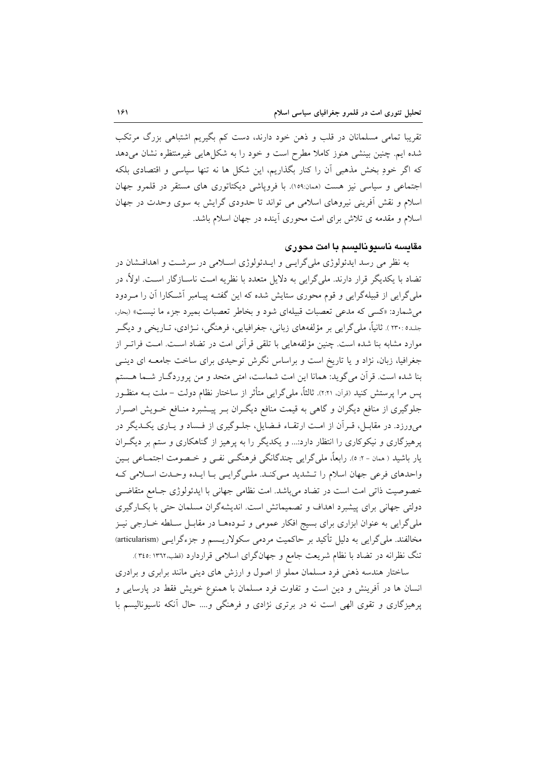تقریبا تمامی مسلمانان در قلب و ذهن خود دارند، دست کم بگیریم اشتباهی بزرگ مرتکب شده ایم. چنین بینشی هنوز کاملا مطرح است و خود را به شکل‌هایی غیرمنتظره نشان می‌دهد که اگر خودِ بخش مذهبی آن را کنار بگذاریم، این شکل ها نه تنها سیاسی و اقتصادی بلکه اجتماعی و سیاسی نیز هست (همان:۱۵۹). با فروپاشی دیکتاتوری های مستقر در قلمرو جهان اسلام و نقش آفرینی نیروهای اسلامی می تواند تا حدودی گرایش به سوی وحدت در جهان اسلام و مقدمه ی تلاش برای امت محوری آینده در جهان اسلام باشد.

## مقایسه ناسیونالیسم با امت محوری

به نظر می رسد ایدئولوژی ملی‌گرایی و ایدئولوژی اسلامی در سرشت و اهدافشان در تضاد با یکدیگر قرار دارند. ملی‌گرایی به دلایل متعدد با نظریه امت ناسازگار است. اولاً، در ملی‌گرایی از قبیله‌گرایی و قوم محوری ستایش شده که این گفته پیامبر آشکارا آن را مردود می‌شمارد: «کسی که مدعی تعصبات قبیله‌ای شود و بخاطر تعصبات بمیرد جزء ما نیست» (بحار، جلد۵ :۲۳۰ ). ثانیاً، ملی‌گرایی بر مؤلفه‌های زبانی، جغرافیایی، فرهنگی، نژادی، تاریخی و دیگر موارد مشابه بنا شده است. چنین مؤلفه‌هایی با تلقی قرآنی امت در تضاد است. امت فراتر از جغرافیا، زبان، نژاد و یا تاریخ است و براساس نگرش توحیدی برای ساخت جامعه ای دینی بنا شده است. قرآن می‌گوید: همانا این امت شماست، امتی متحد و من پروردگار شما هستم پس مرا پرستش کنید (قرآن، ۲:۲۱). ثالثاً، ملی‌گرایی متأثر از ساختار نظام دولت – ملت به منظور جلوگیری از منافع دیگران و گاهی به قیمت منافع دیگران بر پیشبرد منافع خویش اصرار می‌ورزد. در مقابل، قرآن از امت ارتقاء فضایل، جلوگیری از فساد و یاری یکدیگر در پرهیزگاری و نیکوکاری را انتظار دارد:... و یکدیگر را به پرهیز از گناهکاری و ستم بر دیگران یار باشید ( همان - ۲: ۵). رابعاً، ملی‌گرایی چندگانگی فرهنگی نفی و خصومت اجتماعی بین واحدهای فرعی جهان اسلام را تشدید می‌کند. ملی‌گرایی با ایده وحدت اسلامی که خصوصیت ذاتی امت است در تضاد می‌باشد. امت نظامی جهانی با ایدئولوژی جامع متقاضی دولتی جهانی برای پیشبرد اهداف و تصمیماتش است. اندیشه‌گران مسلمان حتی با بکارگیری ملی‌گرایی به عنوان ابزاری برای بسیج افکار عمومی و توده‌ها در مقابل سلطه خارجی نیز مخالفند. ملی‌گرایی به دلیل تأکید بر حاکمیت مردمی سکولاریسم و جزءگرایی (articularism) تنگ نظرانه در تضاد با نظام شریعت جامع و جهان‌گرای اسلامی قراردارد (قطب،۱۳۶۲ :۳٤۵ ).

ساختار هندسه ذهنی فرد مسلمان مملو از اصول و ارزش های دینی مانند برابری و برادری انسان ها در آفرینش و دین است و تفاوت فرد مسلمان با همنوع خویش فقط در پارسایی و پرهیزگاری و تقوی الهی است نه در برتری نژادی و فرهنگی و.... حال آنکه ناسیونالیسم با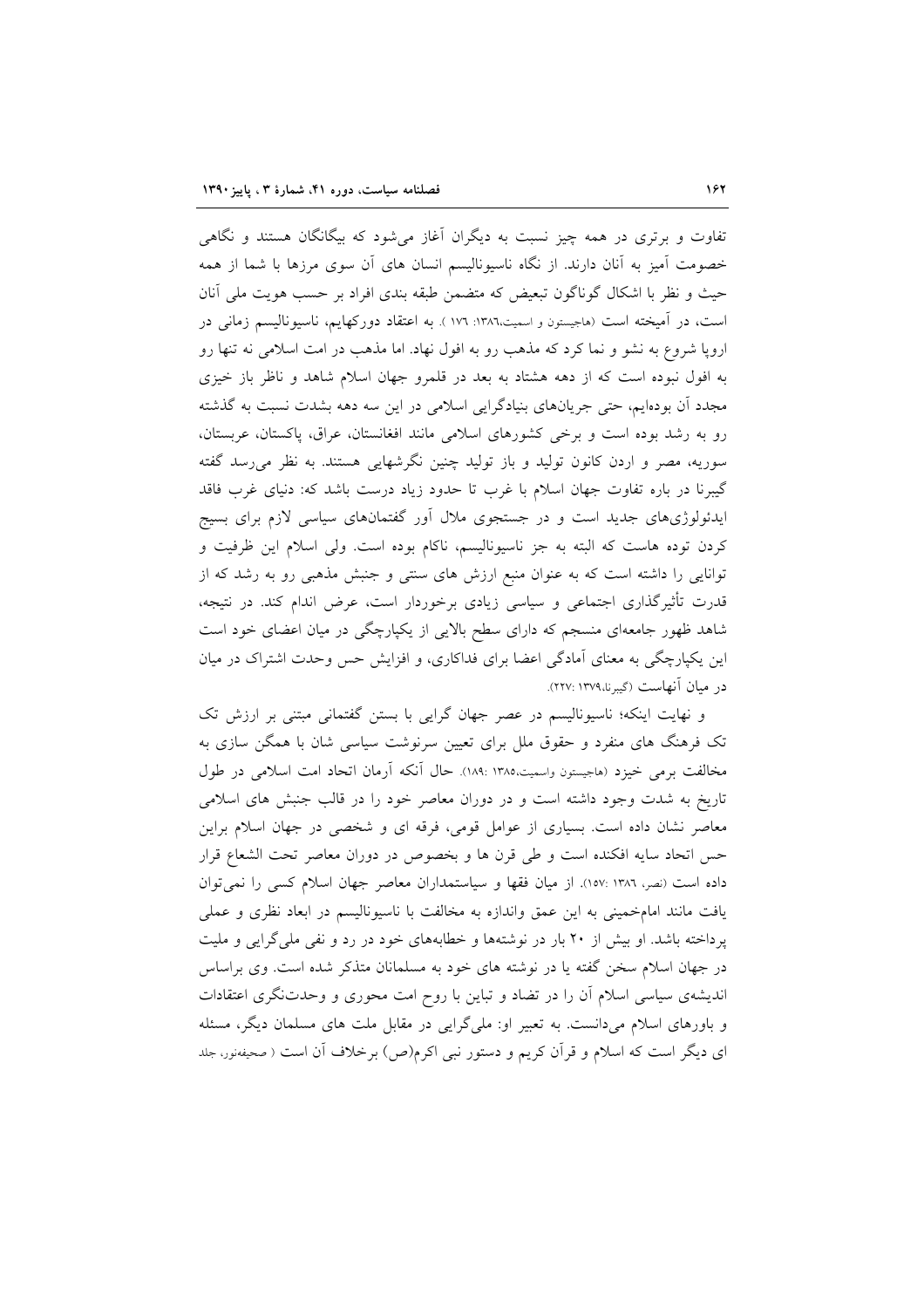تفاوت و برتری در همه چیز نسبت به دیگران آغاز می‌شود که بیگانگان هستند و نگاهی خصومت آمیز به آنان دارند. از نگاه ناسیونالیسم انسان های آن سوی مرزها با شما از همه حیث و نظر با اشکال گوناگون تبعیض که متضمن طبقه بندی افراد بر حسب هویت ملی آنان است، در آمیخته است (هاجیستون و اسمیت،۱۳۸۶: ۱۷۶ ). به اعتقاد دورکهایم، ناسیونالیسم زمانی در اروپا شروع به نشو و نما کرد که مذهب رو به افول نهاد. اما مذهب در امت اسلامی نه تنها رو به افول نبوده است که از دهه هشتاد به بعد در قلمرو جهان اسلام شاهد و ناظر باز خیزی مجدد آن بوده‌ایم، حتی جریان‌های بنیادگرایی اسلامی در این سه دهه بشدت نسبت به گذشته رو به رشد بوده است و برخی کشورهای اسلامی مانند افغانستان، عراق، پاکستان، عربستان، سوریه، مصر و اردن کانون تولید و باز تولید چنین نگرشهایی هستند. به نظر می‌رسد گفته گیبرنا در باره تفاوت جهان اسلام با غرب تا حدود زیاد درست باشد که: دنیای غرب فاقد ایدئولوژی‌های جدید است و در جستجوی ملال آور گفتمان‌های سیاسی لازم برای بسیج کردن توده هاست که البته به جز ناسیونالیسم، ناکام بوده است. ولی اسلام این ظرفیت و توانایی را داشته است که به عنوان منبع ارزش های سنتی و جنبش مذهبی رو به رشد که از قدرت تأثیرگذاری اجتماعی و سیاسی زیادی برخوردار است، عرض اندام کند. در نتیجه، شاهد ظهور جامعه‌ای منسجم که دارای سطح بالایی از یکپارچگی در میان اعضای خود است این یکپارچگی به معنای آمادگی اعضا برای فداکاری، و افزایش حس وحدت اشتراک در میان در میان آنهاست (گیبرنا،۱۳۷۹ :۲۲۷).

و نهایت اینکه؛ ناسیونالیسم در عصر جهان گرایی با بستن گفتمانی مبتنی بر ارزش تک تک فرهنگ های منفرد و حقوق ملل برای تعیین سرنوشت سیاسی شان با همگن سازی به مخالفت برمی خیزد (هاجیستون واسمیت،۱۳۸۵ :۱۸۹). حال آنکه آرمان اتحاد امت اسلامی در طول تاریخ به شدت وجود داشته است و در دوران معاصر خود را در قالب جنبش های اسلامی معاصر نشان داده است. بسیاری از عوامل قومی، فرقه ای و شخصی در جهان اسلام براین حس اتحاد سایه افکنده است و طی قرن ها و بخصوص در دوران معاصر تحت الشعاع قرار داده است (نصر، ۱۳۸۶ :۱۵۷). از میان فقها و سیاستمداران معاصر جهان اسلام کسی را نمی‌توان یافت مانند امام‌خمینی به این عمق واندازه به مخالفت با ناسیونالیسم در ابعاد نظری و عملی پرداخته باشد. او بیش از ۲۰ بار در نوشته‌ها و خطابه‌های خود در رد و نفی ملی‌گرایی و ملیت در جهان اسلام سخن گفته یا در نوشته های خود به مسلمانان متذکر شده است. وی براساس اندیشه‌ی سیاسی اسلام آن را در تضاد و تباین با روح امت محوری و وحدت‌نگری اعتقادات و باورهای اسلام می‌دانست. به تعبیر او: ملی‌گرایی در مقابل ملت های مسلمان دیگر، مسئله ای دیگر است که اسلام و قرآن کریم و دستور نبی اکرم(ص) برخلاف آن است ( صحیفه‌نور، جلد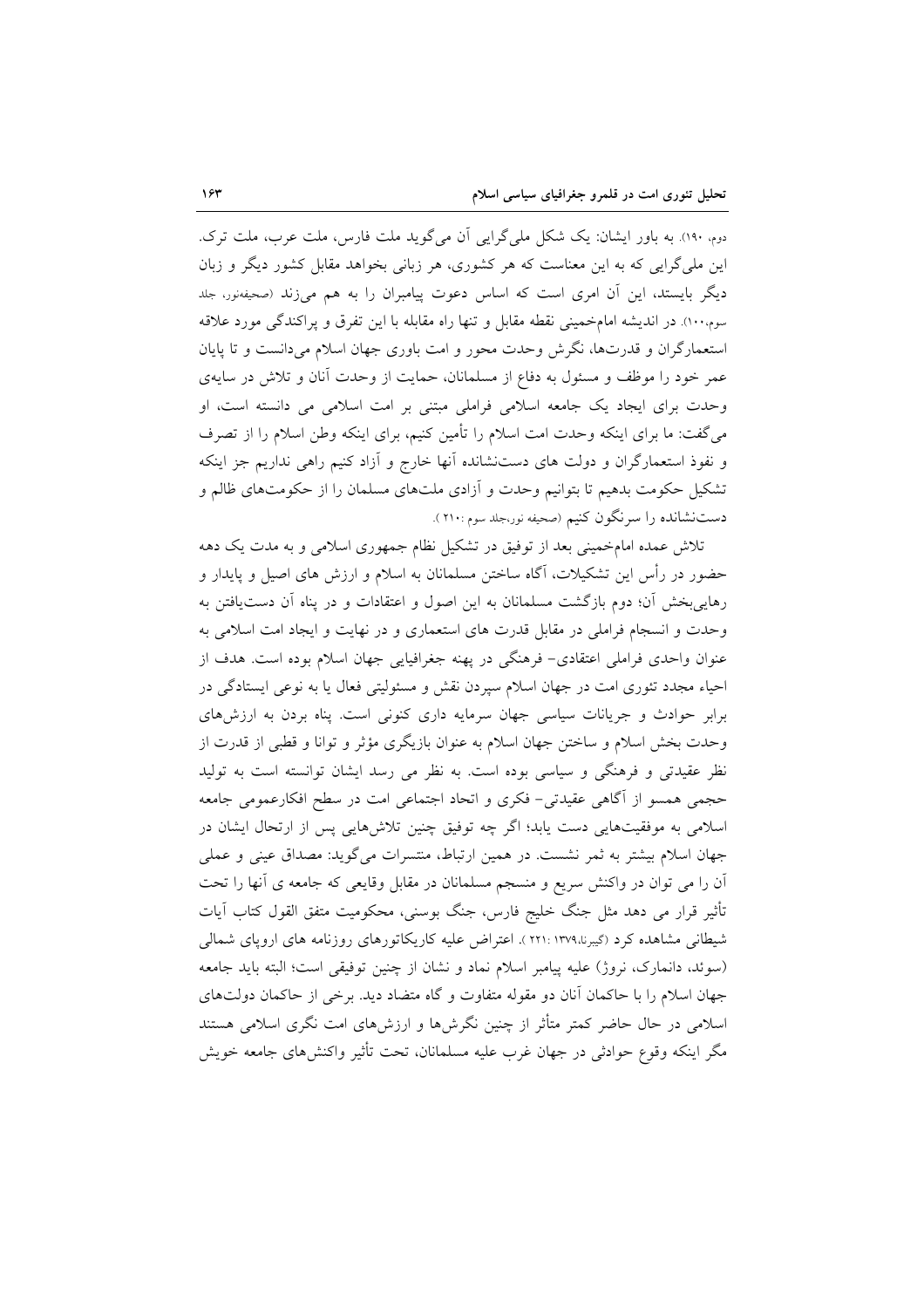دوم، ۱۹۰). به باور ایشان: یک شکل ملی‌گرایی آن می‌گوید ملت فارس، ملت عرب، ملت ترک. این ملی‌گرایی که به این معناست که هر کشوری، هر زبانی بخواهد مقابل کشور دیگر و زبان دیگر بایستد، این آن امری است که اساس دعوت پیامبران را به هم می‌زند (صحیفه‌نور، جلد سوم،۱۰۰). در اندیشه امام‌خمینی نقطه مقابل و تنها راه مقابله با این تفرق و پراکندگی مورد علاقه استعمارگران و قدرت‌ها، نگرش وحدت محور و امت باوری جهان اسلام می‌دانست و تا پایان عمر خود را موظف و مسئول به دفاع از مسلمانان، حمایت از وحدت آنان و تلاش در سایه‌ی وحدت برای ایجاد یک جامعه اسلامی فراملی مبتنی بر امت اسلامی می دانسته است، او می‌گفت: ما برای اینکه وحدت امت اسلام را تأمین کنیم، برای اینکه وطن اسلام را از تصرف و نفوذ استعمارگران و دولت های دست‌نشانده آنها خارج و آزاد کنیم راهی نداریم جز اینکه تشکیل حکومت بدهیم تا بتوانیم وحدت و آزادی ملت‌های مسلمان را از حکومت‌های ظالم و دست‌نشانده را سرنگون کنیم (صحیفه نور،جلد سوم :۲۱۰ ).

تلاش عمده امام‌خمینی بعد از توفیق در تشکیل نظام جمهوری اسلامی و به مدت یک دهه حضور در رأس این تشکیلات، آگاه ساختن مسلمانان به اسلام و ارزش های اصیل و پایدار و رهایی‌بخش آن؛ دوم بازگشت مسلمانان به این اصول و اعتقادات و در پناه آن دست‌یافتن به وحدت و انسجام فراملی در مقابل قدرت های استعماری و در نهایت و ایجاد امت اسلامی به عنوان واحدی فراملی اعتقادی- فرهنگی در پهنه جغرافیایی جهان اسلام بوده است. هدف از احیاء مجدد تئوری امت در جهان اسلام سپردن نقش و مسئولیتی فعال یا به نوعی ایستادگی در برابر حوادث و جریانات سیاسی جهان سرمایه داری کنونی است. پناه بردن به ارزش‌های وحدت بخش اسلام و ساختن جهان اسلام به عنوان بازیگری مؤثر و توانا و قطبی از قدرت از نظر عقیدتی و فرهنگی و سیاسی بوده است. به نظر می رسد ایشان توانسته است به تولید حجمی همسو از آگاهی عقیدتی- فکری و اتحاد اجتماعی امت در سطح افکارعمومی جامعه اسلامی به موفقیت‌هایی دست یابد؛ اگر چه توفیق چنین تلاش‌هایی پس از ارتحال ایشان در جهان اسلام بیشتر به ثمر نشست. در همین ارتباط، منتسرات می‌گوید: مصداق عینی و عملی آن را می توان در واکنش سریع و منسجم مسلمانان در مقابل وقایعی که جامعه ی آنها را تحت تأثیر قرار می دهد مثل جنگ خلیج فارس، جنگ بوسنی، محکومیت متفق القول کتاب آیات شیطانی مشاهده کرد (گیبرنا،۱۳۷۹ :۲۲۱ ). اعتراض علیه کاریکاتورهای روزنامه های اروپای شمالی (سوئد، دانمارک، نروژ) علیه پیامبر اسلام نماد و نشان از چنین توفیقی است؛ البته باید جامعه جهان اسلام را با حاکمان آنان دو مقوله متفاوت و گاه متضاد دید. برخی از حاکمان دولت‌های اسلامی در حال حاضر کمتر متأثر از چنین نگرش‌ها و ارزش‌های امت نگری اسلامی هستند مگر اینکه وقوع حوادثی در جهان غرب علیه مسلمانان، تحت تأثیر واکنش‌های جامعه خویش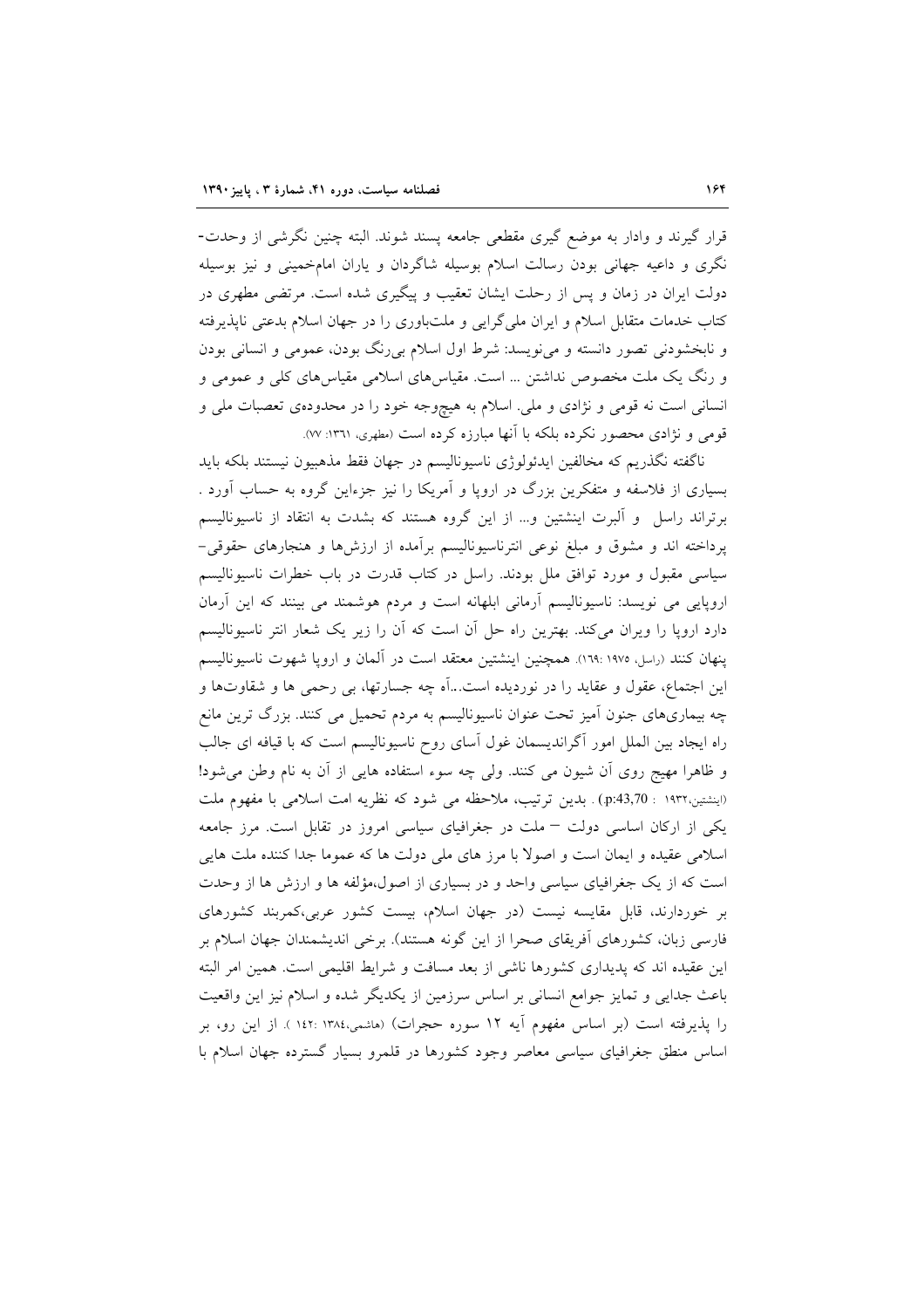قرار گیرند و وادار به موضع گیری مقطعی جامعه پسند شوند. البته چنین نگرشی از وحدت- نگری و داعیه جهانی بودن رسالت اسلام بوسیله شاگردان و یاران امام‌خمینی و نیز بوسیله دولت ایران در زمان و پس از رحلت ایشان تعقیب و پیگیری شده است. مرتضی مطهری در کتاب خدمات متقابل اسلام و ایران ملی‌گرایی و ملت‌باوری را در جهان اسلام بدعتی ناپذیرفته و نابخشودنی تصور دانسته و می‌نویسد: شرط اول اسلام بی‌رنگ بودن، عمومی و انسانی بودن و رنگ یک ملت مخصوص نداشتن ... است. مقیاس‌های اسلامی مقیاس‌های کلی و عمومی و انسانی است نه قومی و نژادی و ملی. اسلام به هیچوجه خود را در محدوده‌ی تعصبات ملی و قومی و نژادی محصور نکرده بلکه با آنها مبارزه کرده است (مطهری، ۱۳۶۱: ۷۷).

ناگفته نگذریم که مخالفین ایدئولوژی ناسیونالیسم در جهان فقط مذهبیون نیستند بلکه باید بسیاری از فلاسفه و متفکرین بزرگ در اروپا و آمریکا را نیز جزءاین گروه به حساب آورد . برتراند راسل و آلبرت اینشتین و... از این گروه هستند که بشدت به انتقاد از ناسیونالیسم پرداخته اند و مشوق و مبلغ نوعی انترناسیونالیسم برآمده از ارزش‌ها و هنجارهای حقوقی- سیاسی مقبول و مورد توافق ملل بودند. راسل در کتاب قدرت در باب خطرات ناسیونالیسم اروپایی می نویسد: ناسیونالیسم آرمانی ابلهانه است و مردم هوشمند می بینند که این آرمان دارد اروپا را ویران می‌کند. بهترین راه حل آن است که آن را زیر یک شعار انتر ناسیونالیسم پنهان کنند (راسل، ۱۹۷۵ :۱۶۹). همچنین اینشتین معتقد است در آلمان و اروپا شهوت ناسیونالیسم این اجتماع، عقول و عقاید را در نوردیده است...آه چه جسارتها، بی رحمی ها و شقاوت‌ها و چه بیماری‌های جنون آمیز تحت عنوان ناسیونالیسم به مردم تحمیل می کنند. بزرگ ترین مانع راه ایجاد بین الملل امور آگراندیسمان غول آسای روح ناسیونالیسم است که با قیافه ای جالب و ظاهرا مهیج روی آن شیون می کنند. ولی چه سوء استفاده هایی از آن به نام وطن می‌شود! (اینشتین،۱۹۳۲ : p:43,70) . بدین ترتیب، ملاحظه می شود که نظریه امت اسلامی با مفهوم ملت یکی از ارکان اساسی دولت – ملت در جغرافیای سیاسی امروز در تقابل است. مرز جامعه اسلامی عقیده و ایمان است و اصولا با مرز های ملی دولت ها که عموما جدا کننده ملت هایی است که از یک جغرافیای سیاسی واحد و در بسیاری از اصول،مؤلفه ها و ارزش ها از وحدت بر خوردارند، قابل مقایسه نیست (در جهان اسلام، بیست کشور عربی،کمربند کشورهای فارسی زبان، کشورهای آفریقای صحرا از این گونه هستند). برخی اندیشمندان جهان اسلام بر این عقیده اند که پدیداری کشورها ناشی از بعد مسافت و شرایط اقلیمی است. همین امر البته باعث جدایی و تمایز جوامع انسانی بر اساس سرزمین از یکدیگر شده و اسلام نیز این واقعیت را پذیرفته است (بر اساس مفهوم آیه ۱۲ سوره حجرات) (هاشمی،۱۳۸٤ :۱٤۲ ). از این رو، بر اساس منطق جغرافیای سیاسی معاصر وجود کشورها در قلمرو بسیار گسترده جهان اسلام با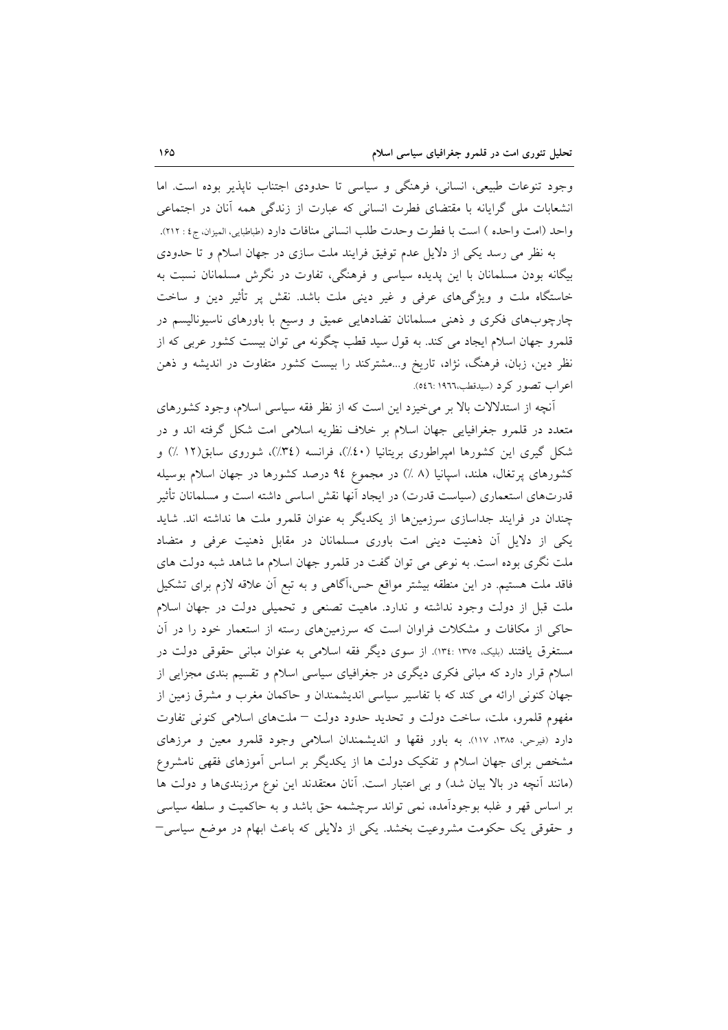وجود تنوعات طبیعی، انسانی، فرهنگی و سیاسی تا حدودی اجتناب ناپذیر بوده است. اما انشعابات ملی گرایانه با مقتضای فطرت انسانی که عبارت از زندگی همه آنان در اجتماعی واحد (امت واحده ) است با فطرت وحدت طلب انسانی منافات دارد (طباطبایی، المیزان، ج٤ : ٢١٢).

به نظر می رسد یکی از دلایل عدم توفیق فرایند ملت سازی در جهان اسلام و تا حدودی بیگانه بودن مسلمانان با این پدیده سیاسی و فرهنگی، تفاوت در نگرش مسلمانان نسبت به خاستگاه ملت و ویژگی‌های عرفی و غیر دینی ملت باشد. نقش پر تأثیر دین و ساخت چارچوب‌های فکری و ذهنی مسلمانان تضادهایی عمیق و وسیع با باورهای ناسیونالیسم در قلمرو جهان اسلام ایجاد می کند. به قول سید قطب چگونه می توان بیست کشور عربی که از نظر دین، زبان، فرهنگ، نژاد، تاریخ و...مشترکند را بیست کشور متفاوت در اندیشه و ذهن اعراب تصور کرد (سیدقطب،١٩٦٦ :٥٤٦).

آنچه از استدلالات بالا بر می‌خیزد این است که از نظر فقه سیاسی اسلام، وجود کشورهای متعدد در قلمرو جغرافیایی جهان اسلام بر خلاف نظریه اسلامی امت شکل گرفته اند و در شکل گیری این کشورها امپراطوری بریتانیا (٤٠٪)، فرانسه (٣٤٪)، شوروی سابق(١٢ ٪) و کشورهای پرتغال، هلند، اسپانیا (٨ ٪) در مجموع ٩٤ درصد کشورها در جهان اسلام بوسیله قدرت‌های استعماری (سیاست قدرت) در ایجاد آنها نقش اساسی داشته است و مسلمانان تأثیر چندان در فرایند جداسازی سرزمین‌ها از یکدیگر به عنوان قلمرو ملت ها نداشته اند. شاید یکی از دلایل آن ذهنیت دینی امت باوری مسلمانان در مقابل ذهنیت عرفی و متضاد ملت نگری بوده است. به نوعی می توان گفت در قلمرو جهان اسلام ما شاهد شبه دولت های فاقد ملت هستیم. در این منطقه بیشتر مواقع حس،آگاهی و به تبع آن علاقه لازم برای تشکیل ملت قبل از دولت وجود نداشته و ندارد. ماهیت تصنعی و تحمیلی دولت در جهان اسلام حاکی از مکافات و مشکلات فراوان است که سرزمین‌های رسته از استعمار خود را در آن مستغرق یافتند (بلیک، ١٣٧٥ :١٣٤). از سوی دیگر فقه اسلامی به عنوان مبانی حقوقی دولت در اسلام قرار دارد که مبانی فکری دیگری در جغرافیای سیاسی اسلام و تقسیم بندی مجزایی از جهان کنونی ارائه می کند که با تفاسیر سیاسی اندیشمندان و حاکمان مغرب و مشرق زمین از مفهوم قلمرو، ملت، ساخت دولت و تحدید حدود دولت – ملت‌های اسلامی کنونی تفاوت دارد (فیرحی، ١٣٨٥، ١١٧). به باور فقها و اندیشمندان اسلامی وجود قلمرو معین و مرزهای مشخص برای جهان اسلام و تفکیک دولت ها از یکدیگر بر اساس آموزهای فقهی نامشروع (مانند آنچه در بالا بیان شد) و بی اعتبار است. آنان معتقدند این نوع مرزبندی‌ها و دولت ها بر اساس قهر و غلبه بوجودآمده، نمی تواند سرچشمه حق باشد و به حاکمیت و سلطه سیاسی و حقوقی یک حکومت مشروعیت بخشد. یکی از دلایلی که باعث ابهام در موضع سیاسی–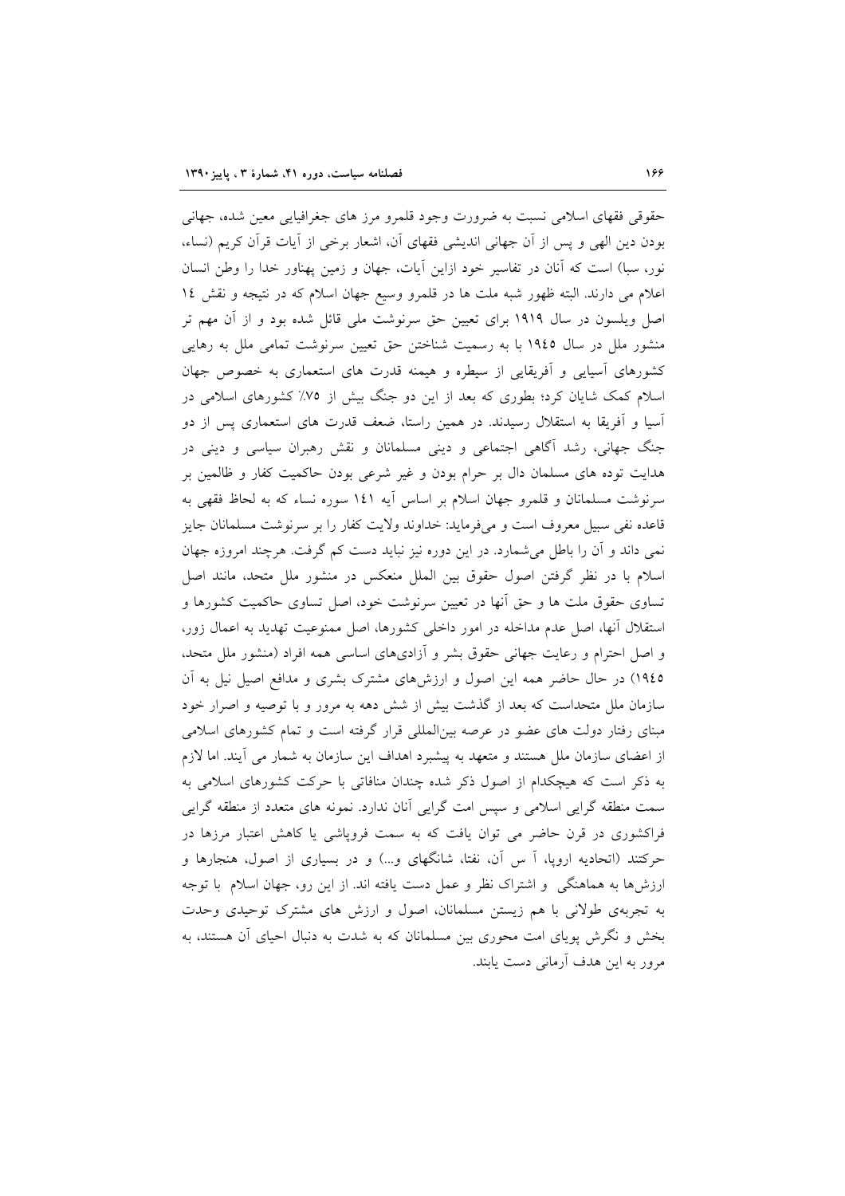حقوقی فقهای اسلامی نسبت به ضرورت وجود قلمرو مرز های جغرافیایی معین شده، جهانی بودن دین الهی و پس از آن جهانی اندیشی فقهای آن، اشعار برخی از آیات قرآن کریم (نساء، نور، سبا) است که آنان در تفاسیر خود ازاین آیات، جهان و زمین پهناور خدا را وطن انسان اعلام می دارند. البته ظهور شبه ملت ها در قلمرو وسیع جهان اسلام که در نتیجه و نقش ۱۴ اصل ویلسون در سال ۱۹۱۹ برای تعیین حق سرنوشت ملی قائل شده بود و از آن مهم تر منشور ملل در سال ۱۹٤۵ با به رسمیت شناختن حق تعیین سرنوشت تمامی ملل به رهایی کشورهای آسیایی و آفریقایی از سیطره و هیمنه قدرت های استعماری به خصوص جهان اسلام کمک شایان کرد؛ بطوری که بعد از این دو جنگ بیش از ۷۵٪ کشورهای اسلامی در آسیا و آفریقا به استقلال رسیدند. در همین راستا، ضعف قدرت های استعماری پس از دو جنگ جهانی، رشد آگاهی اجتماعی و دینی مسلمانان و نقش رهبران سیاسی و دینی در هدایت توده های مسلمان دال بر حرام بودن و غیر شرعی بودن حاکمیت کفار و ظالمین بر سرنوشت مسلمانان و قلمرو جهان اسلام بر اساس آیه ۱٤۱ سوره نساء که به لحاظ فقهی به قاعده نفی سبیل معروف است و می‌فرماید: خداوند ولایت کفار را بر سرنوشت مسلمانان جایز نمی داند و آن را باطل می‌شمارد. در این دوره نیز نباید دست کم گرفت. هرچند امروزه جهان اسلام با در نظر گرفتن اصول حقوق بین المللی منعکس در منشور ملل متحد، مانند اصل تساوی حقوق ملت ها و حق آنها در تعیین سرنوشت خود، اصل تساوی حاکمیت کشورها و استقلال آنها، اصل عدم مداخله در امور داخلی کشورها، اصل ممنوعیت تهدید به اعمال زور، و اصل احترام و رعایت جهانی حقوق بشر و آزادی‌های اساسی همه افراد (منشور ملل متحد، ۱۹٤۵) در حال حاضر همه این اصول و ارزش‌های مشترک بشری و مدافع اصیل نیل به آن سازمان ملل متحداست که بعد از گذشت بیش از شش دهه به مرور و با توصیه و اصرار خود مبنای رفتار دولت های عضو در عرصه بین‌المللی قرار گرفته است و تمام کشورهای اسلامی از اعضای سازمان ملل هستند و متعهد به پیشبرد اهداف این سازمان به شمار می آیند. اما لازم به ذکر است که هیچکدام از اصول ذکر شده چندان منافاتی با حرکت کشورهای اسلامی به سمت منطقه گرایی اسلامی و سپس امت گرایی آنان ندارد. نمونه های متعدد از منطقه گرایی فراکشوری در قرن حاضر می توان یافت که به سمت فروپاشی یا کاهش اعتبار مرزها در حرکتند (اتحادیه اروپا، آ س آن، نفتا، شانگهای و...) و در بسیاری از اصول، هنجارها و ارزش‌ها به هماهنگی و اشتراک نظر و عمل دست یافته اند. از این رو، جهان اسلام با توجه به تجربه‌ی طولانی با هم زیستن مسلمانان، اصول و ارزش های مشترک توحیدی وحدت بخش و نگرش پویای امت محوری بین مسلمانان که به شدت به دنبال احیای آن هستند، به مرور به این هدف آرمانی دست یابند.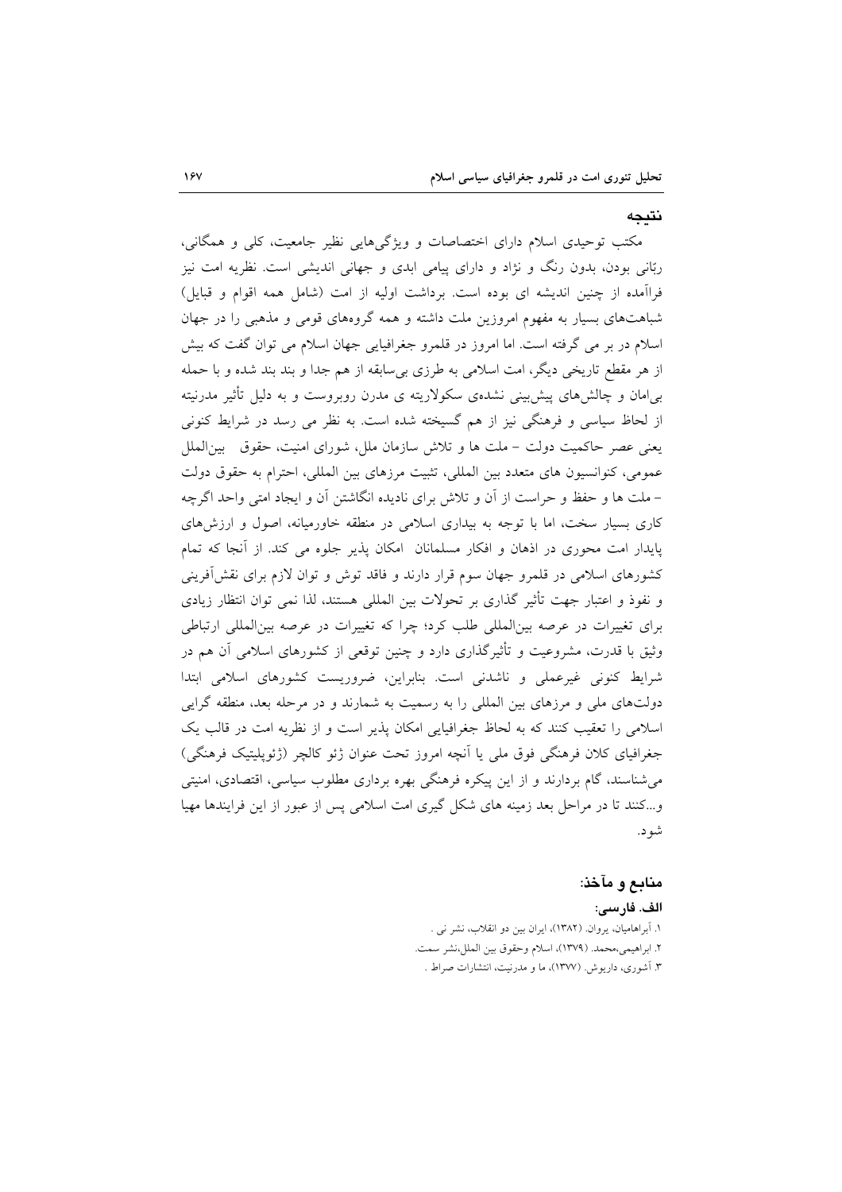## نتیجه

مکتب توحیدی اسلام دارای اختصاصات و ویژگی‌هایی نظیر جامعیت، کلی و همگانی، ربّانی بودن، بدون رنگ و نژاد و دارای پیامی ابدی و جهانی اندیشی است. نظریه امت نیز فراآمده از چنین اندیشه ای بوده است. برداشت اولیه از امت (شامل همه اقوام و قبایل) شباهت‌های بسیار به مفهوم امروزین ملت داشته و همه گروه‌های قومی و مذهبی را در جهان اسلام در بر می گرفته است. اما امروز در قلمرو جغرافیایی جهان اسلام می توان گفت که بیش از هر مقطع تاریخی دیگر، امت اسلامی به طرزی بی‌سابقه از هم جدا و بند بند شده و با حمله بی‌امان و چالش‌های پیش‌بینی نشده‌ی سکولاریته ی مدرن روبروست و به دلیل تأثیر مدرنیته از لحاظ سیاسی و فرهنگی نیز از هم گسیخته شده است. به نظر می رسد در شرایط کنونی یعنی عصر حاکمیت دولت – ملت ها و تلاش سازمان ملل، شورای امنیت، حقوق بین‌الملل عمومی، کنوانسیون های متعدد بین المللی، تثبیت مرزهای بین المللی، احترام به حقوق دولت – ملت ها و حفظ و حراست از آن و تلاش برای نادیده انگاشتن آن و ایجاد امتی واحد اگرچه کاری بسیار سخت، اما با توجه به بیداری اسلامی در منطقه خاورمیانه، اصول و ارزش‌های پایدار امت محوری در اذهان و افکار مسلمانان امکان پذیر جلوه می کند. از آنجا که تمام کشورهای اسلامی در قلمرو جهان سوم قرار دارند و فاقد توش و توان لازم برای نقش‌آفرینی و نفوذ و اعتبار جهت تأثیر گذاری بر تحولات بین المللی هستند، لذا نمی توان انتظار زیادی برای تغییرات در عرصه بین‌المللی طلب کرد؛ چرا که تغییرات در عرصه بین‌المللی ارتباطی وثیق با قدرت، مشروعیت و تأثیرگذاری دارد و چنین توقعی از کشورهای اسلامی آن هم در شرایط کنونی غیرعملی و ناشدنی است. بنابراین، ضروریست کشورهای اسلامی ابتدا دولت‌های ملی و مرزهای بین المللی را به رسمیت به شمارند و در مرحله بعد، منطقه گرایی اسلامی را تعقیب کنند که به لحاظ جغرافیایی امکان پذیر است و از نظریه امت در قالب یک جغرافیای کلان فرهنگی فوق ملی یا آنچه امروز تحت عنوان ژئو کالچر (ژئوپلیتیک فرهنگی) می‌شناسند، گام بردارند و از این پیکره فرهنگی بهره برداری مطلوب سیاسی، اقتصادی، امنیتی و...کنند تا در مراحل بعد زمینه های شکل گیری امت اسلامی پس از عبور از این فرایندها مهیا شود.

## منابع و مآخذ:

### الف. فارسی:

۱. آبراهامیان، یروان. (۱۳۸۲)، ایران بین دو انقلاب، نشر نی .
۲. ابراهیمی،محمد. (۱۳۷۹)، اسلام وحقوق بین الملل،نشر سمت.
۳. آشوری، داریوش. (۱۳۷۷)، ما و مدرنیت، انتشارات صراط .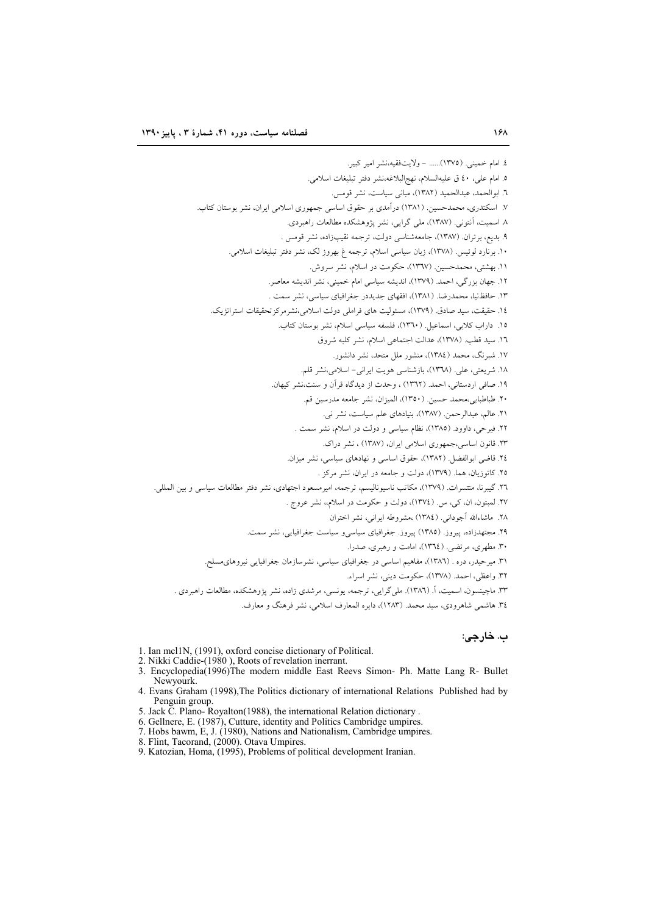٤. امام خمینی. (١٣٧٥)...... – ولایت‌فقیه،نشر امیر کبیر.

٥. امام علی، ٤٠ ق علیه‌السلام، نهج‌البلاغه،نشر دفتر تبلیغات اسلامی.

٦. ابوالحمد، عبدالحمید (١٣٨٢)، مبانی سیاست، نشر قومس.

٧. اسکندری، محمدحسین. (١٣٨١) درآمدی بر حقوق اساسی جمهوری اسلامی ایران، نشر بوستان کتاب.

٨. اسمیت، آنتونی. (١٣٨٧)، ملی گرایی، نشر پژوهشکده مطالعات راهبردی.

٩. بدیع، برتران. (١٣٨٧)، جامعه‌شناسی دولت، ترجمه نقیب‌زاده، نشر قومس .

١٠. برنارد لوئیس. (١٣٧٨)، زبان سیاسی اسلام، ترجمه غ بهروز لک، نشر دفتر تبلیغات اسلامی.

١١. بهشتی، محمدحسین. (١٣٦٧)، حکومت در اسلام، نشر سروش.

١٢. جهان بزرگی، احمد. (١٣٧٩)، اندیشه سیاسی امام خمینی، نشر اندیشه معاصر.

١٣. حافظ‌نیا، محمدرضا. (١٣٨١)، افقهای جدیددر جغرافیای سیاسی، نشر سمت .

١٤. حقیقت، سید صادق. (١٣٧٩)، مسئولیت های فراملی دولت اسلامی،نشرمرکزتحقیقات استراتژیک.

١٥. داراب کلایی، اسماعیل. (١٣٦٠)، فلسفه سیاسی اسلام، نشر بوستان کتاب.

١٦. سید قطب. (١٣٧٨)، عدالت اجتماعی اسلام، نشر کلبه شروق

١٧. شبرنگ، محمد (١٣٨٤)، منشور ملل متحد، نشر دانشور.

١٨. شریعتی، علی. (١٣٦٨)، بازشناسی هویت ایرانی– اسلامی،نشر قلم.

١٩. صافی اردستانی، احمد. (١٣٦٢) ، وحدت از دیدگاه قرآن و سنت،نشر کیهان.

٢٠. طباطبایی،محمد حسین. (١٣٥٠)، المیزان، نشر جامعه مدرسین قم.

٢١. عالم، عبدالرحمن. (١٣٨٧)، بنیادهای علم سیاست، نشر نی.

٢٢. فیرحی، داوود. (١٣٨٥)، نظام سیاسی و دولت در اسلام، نشر سمت .

٢٣. قانون اساسی،جمهوری اسلامی ایران، (١٣٨٧) ، نشر دراک.

٢٤. قاضی ابوالفضل. (١٣٨٢)، حقوق اساسی و نهادهای سیاسی، نشر میزان.

٢٥. کاتوزیان، هما. (١٣٧٩)، دولت و جامعه در ایران، نشر مرکز .

٢٦. گیبرنا، منتسرات. (١٣٧٩)، مکاتب ناسیونالیسم، ترجمه، امیرمسعود اجتهادی، نشر دفتر مطالعات سیاسی و بین المللی.

٢٧. لمبتون، ان، کی، س. (١٣٧٤)، دولت و حکومت در اسلام،، نشر عروج .

٢٨. ماشاءالله آجودانی. (١٣٨٤) ،مشروطه ایرانی، نشر اختران

٢٩. مجتهدزاده، پیروز. (١٣٨٥) پیروز. جغرافیای سیاسی‌و سیاست جغرافیایی، نشر سمت.

٣٠. مطهری، مرتضی. (١٣٦٤)، امامت و رهبری، صدرا.

٣١. میرحیدر، دره . (١٣٨٦)، مفاهیم اساسی در جغرافیای سیاسی، نشرسازمان جغرافیایی نیروهای‌مسلح.

٣٢. واعظی، احمد. (١٣٧٨)، حکومت دینی، نشر اسراء.

٣٣. ماچینسون، اسمیت، آ. (١٣٨٦). ملی‌گرایی، ترجمه، یونسی، مرشدی زاده، نشر پژوهشکده، مطالعات راهبردی .

٣٤. هاشمی شاهرودی، سید محمد. (١٢٨٣)، دایره المعارف اسلامی، نشر فرهنگ و معارف.

### ب. خارجی:

1. Ian mcl1N, (1991), oxford concise dictionary of Political.
2. Nikki Caddie-(1980 ), Roots of revelation inerrant.
3. Encyclopedia(1996)The modern middle East Reevs Simon- Ph. Matte Lang R- Bullet Newyourk.
4. Evans Graham (1998),The Politics dictionary of international Relations Published had by Penguin group.
5. Jack C. Plano- Royalton(1988), the international Relation dictionary .
6. Gellnere, E. (1987), Cutture, identity and Politics Cambridge umpires.
7. Hobs bawm, E, J. (1980), Nations and Nationalism, Cambridge umpires.
8. Flint, Tacorand, (2000). Otava Umpires.
9. Katozian, Homa, (1995), Problems of political development Iranian.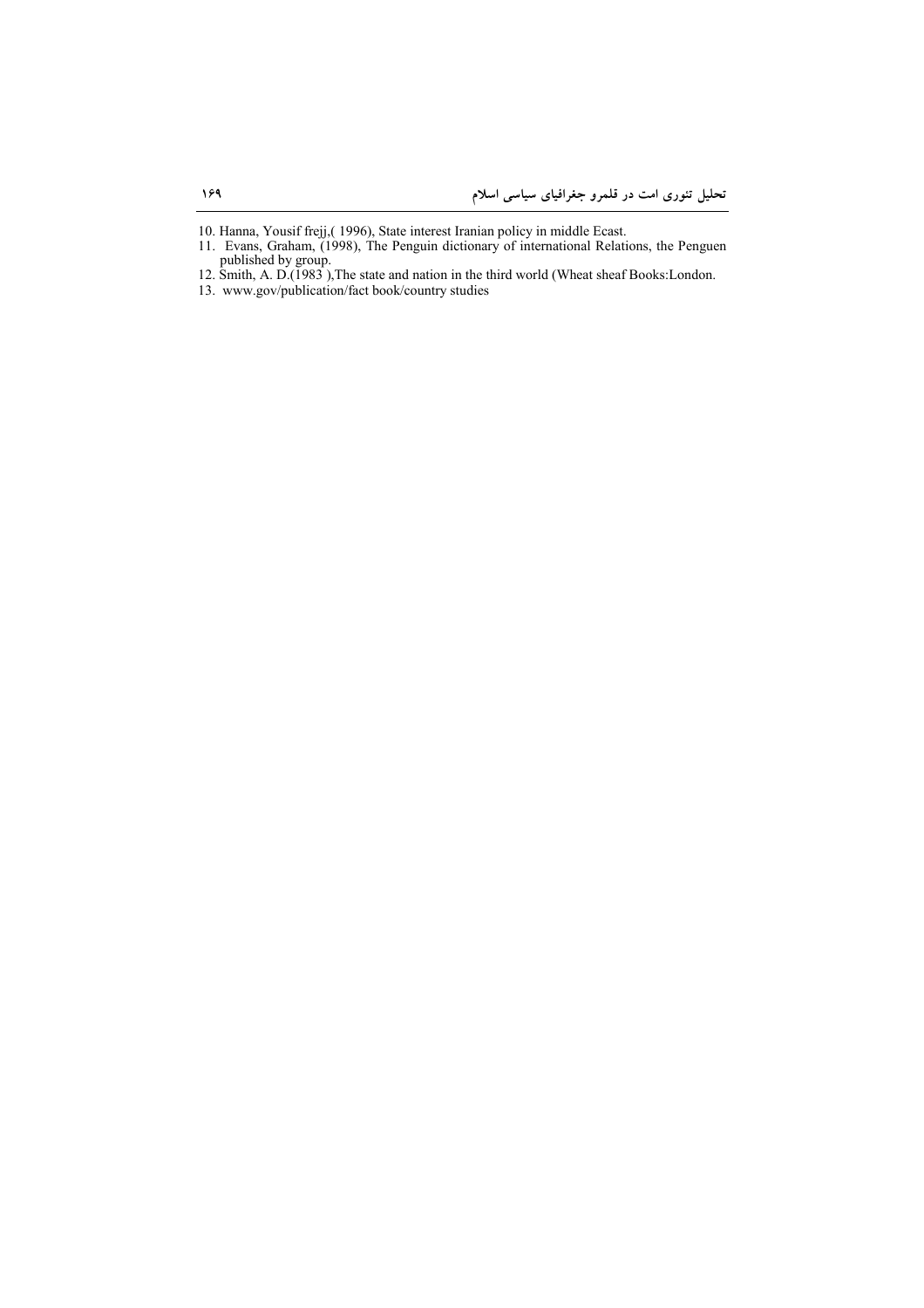10. Hanna, Yousif frejj,( 1996), State interest Iranian policy in middle Ecast.
11. Evans, Graham, (1998), The Penguin dictionary of international Relations, the Penguen published by group.
12. Smith, A. D.(1983 ),The state and nation in the third world (Wheat sheaf Books:London.
13. www.gov/publication/fact book/country studies